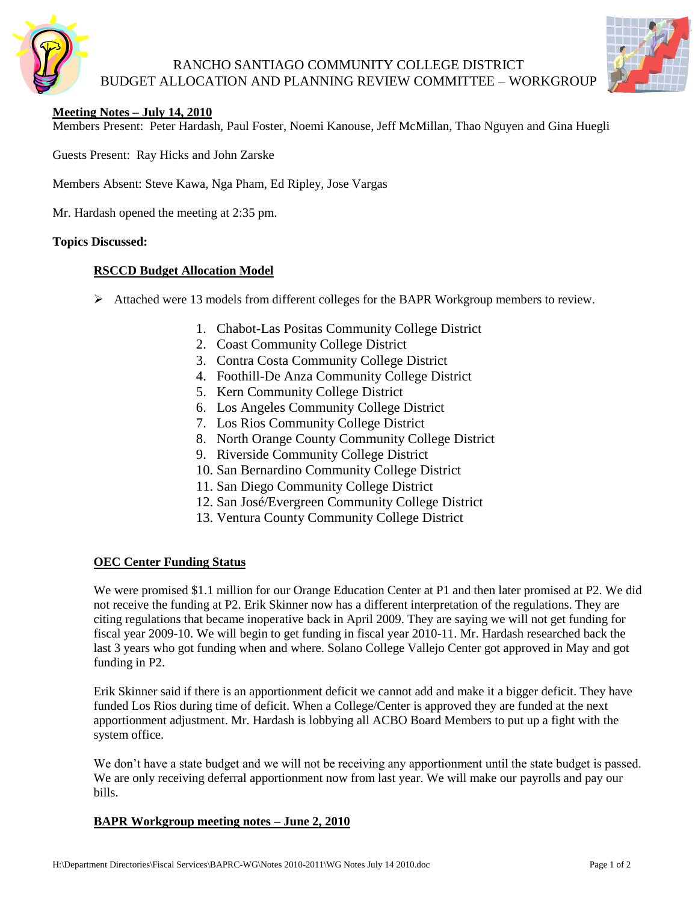RANCHO SANTIAGO COMMUNITY COLLEGE DISTRICT
BUDGET ALLOCATION AND PLANNING REVIEW COMMITTEE – WORKGROUP

**Meeting Notes – July 14, 2010**

Members Present: Peter Hardash, Paul Foster, Noemi Kanouse, Jeff McMillan, Thao Nguyen and Gina Huegli

Guests Present: Ray Hicks and John Zarske

Members Absent: Steve Kawa, Nga Pham, Ed Ripley, Jose Vargas

Mr. Hardash opened the meeting at 2:35 pm.

**Topics Discussed:**

**RSCCD Budget Allocation Model**

- Attached were 13 models from different colleges for the BAPR Workgroup members to review.

1. Chabot-Las Positas Community College District
2. Coast Community College District
3. Contra Costa Community College District
4. Foothill-De Anza Community College District
5. Kern Community College District
6. Los Angeles Community College District
7. Los Rios Community College District
8. North Orange County Community College District
9. Riverside Community College District
10. San Bernardino Community College District
11. San Diego Community College District
12. San José/Evergreen Community College District
13. Ventura County Community College District

**OEC Center Funding Status**

We were promised $1.1 million for our Orange Education Center at P1 and then later promised at P2. We did not receive the funding at P2. Erik Skinner now has a different interpretation of the regulations. They are citing regulations that became inoperative back in April 2009. They are saying we will not get funding for fiscal year 2009-10. We will begin to get funding in fiscal year 2010-11. Mr. Hardash researched back the last 3 years who got funding when and where. Solano College Vallejo Center got approved in May and got funding in P2.

Erik Skinner said if there is an apportionment deficit we cannot add and make it a bigger deficit. They have funded Los Rios during time of deficit. When a College/Center is approved they are funded at the next apportionment adjustment. Mr. Hardash is lobbying all ACBO Board Members to put up a fight with the system office.

We don't have a state budget and we will not be receiving any apportionment until the state budget is passed. We are only receiving deferral apportionment now from last year. We will make our payrolls and pay our bills.

**BAPR Workgroup meeting notes – June 2, 2010**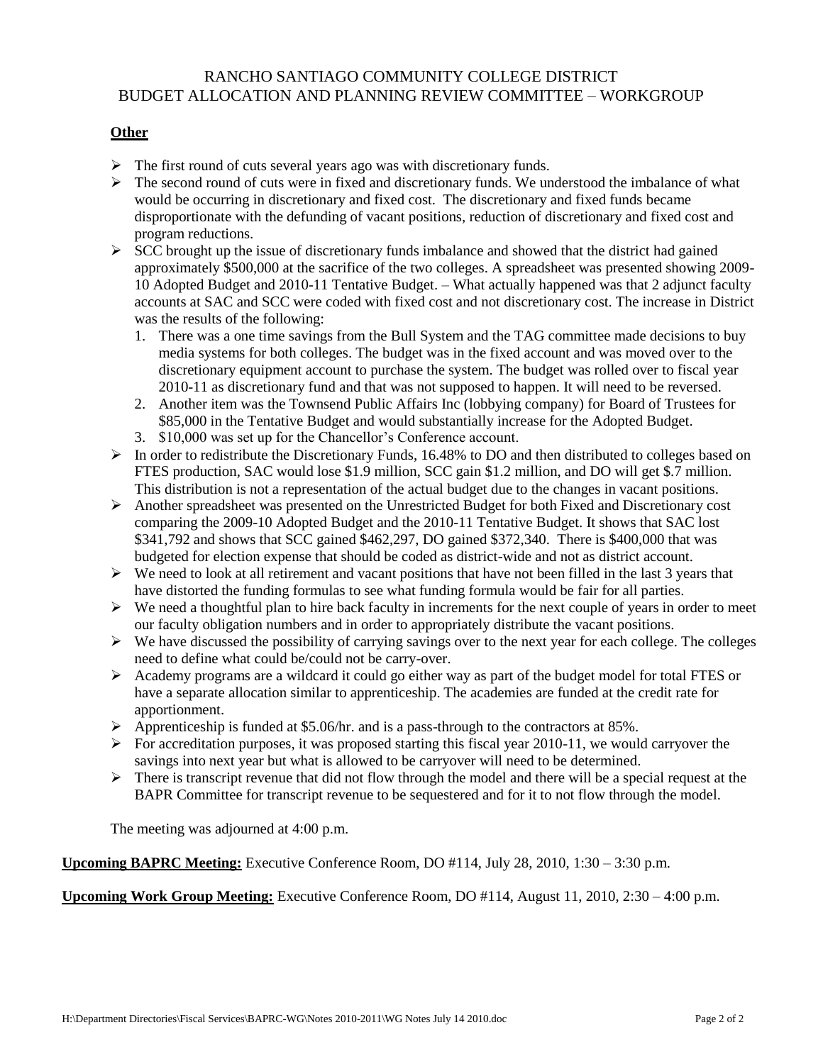RANCHO SANTIAGO COMMUNITY COLLEGE DISTRICT
BUDGET ALLOCATION AND PLANNING REVIEW COMMITTEE – WORKGROUP

**Other**

- The first round of cuts several years ago was with discretionary funds.
- The second round of cuts were in fixed and discretionary funds. We understood the imbalance of what would be occurring in discretionary and fixed cost. The discretionary and fixed funds became disproportionate with the defunding of vacant positions, reduction of discretionary and fixed cost and program reductions.
- SCC brought up the issue of discretionary funds imbalance and showed that the district had gained approximately $500,000 at the sacrifice of the two colleges. A spreadsheet was presented showing 2009-10 Adopted Budget and 2010-11 Tentative Budget. – What actually happened was that 2 adjunct faculty accounts at SAC and SCC were coded with fixed cost and not discretionary cost. The increase in District was the results of the following:
    1. There was a one time savings from the Bull System and the TAG committee made decisions to buy media systems for both colleges. The budget was in the fixed account and was moved over to the discretionary equipment account to purchase the system. The budget was rolled over to fiscal year 2010-11 as discretionary fund and that was not supposed to happen. It will need to be reversed.
    2. Another item was the Townsend Public Affairs Inc (lobbying company) for Board of Trustees for $85,000 in the Tentative Budget and would substantially increase for the Adopted Budget.
    3. $10,000 was set up for the Chancellor's Conference account.
- In order to redistribute the Discretionary Funds, 16.48% to DO and then distributed to colleges based on FTES production, SAC would lose $1.9 million, SCC gain $1.2 million, and DO will get $.7 million. This distribution is not a representation of the actual budget due to the changes in vacant positions.
- Another spreadsheet was presented on the Unrestricted Budget for both Fixed and Discretionary cost comparing the 2009-10 Adopted Budget and the 2010-11 Tentative Budget. It shows that SAC lost $341,792 and shows that SCC gained $462,297, DO gained $372,340. There is $400,000 that was budgeted for election expense that should be coded as district-wide and not as district account.
- We need to look at all retirement and vacant positions that have not been filled in the last 3 years that have distorted the funding formulas to see what funding formula would be fair for all parties.
- We need a thoughtful plan to hire back faculty in increments for the next couple of years in order to meet our faculty obligation numbers and in order to appropriately distribute the vacant positions.
- We have discussed the possibility of carrying savings over to the next year for each college. The colleges need to define what could be/could not be carry-over.
- Academy programs are a wildcard it could go either way as part of the budget model for total FTES or have a separate allocation similar to apprenticeship. The academies are funded at the credit rate for apportionment.
- Apprenticeship is funded at $5.06/hr. and is a pass-through to the contractors at 85%.
- For accreditation purposes, it was proposed starting this fiscal year 2010-11, we would carryover the savings into next year but what is allowed to be carryover will need to be determined.
- There is transcript revenue that did not flow through the model and there will be a special request at the BAPR Committee for transcript revenue to be sequestered and for it to not flow through the model.

The meeting was adjourned at 4:00 p.m.

**Upcoming BAPRC Meeting:** Executive Conference Room, DO #114, July 28, 2010, 1:30 – 3:30 p.m.

**Upcoming Work Group Meeting:** Executive Conference Room, DO #114, August 11, 2010, 2:30 – 4:00 p.m.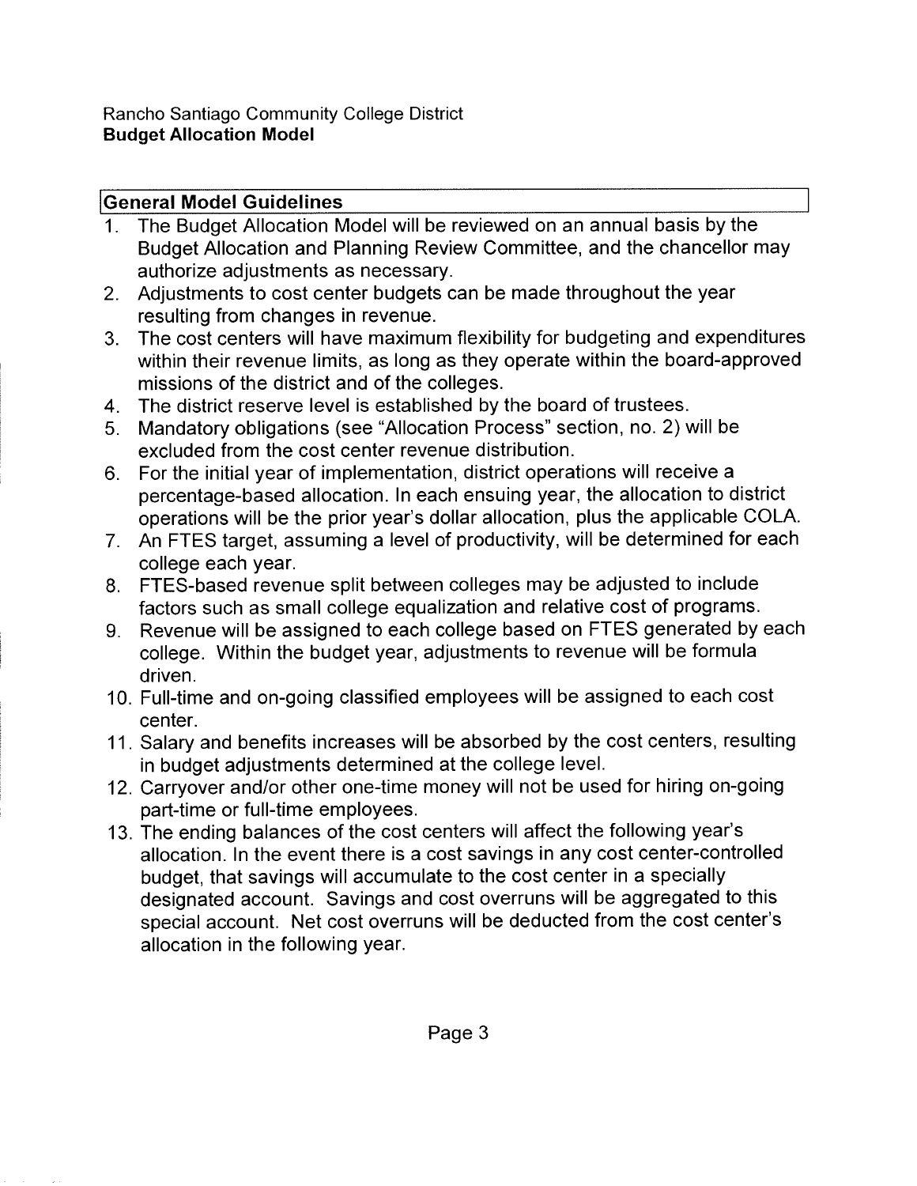Rancho Santiago Community College District
**Budget Allocation Model**

## General Model Guidelines

1. The Budget Allocation Model will be reviewed on an annual basis by the Budget Allocation and Planning Review Committee, and the chancellor may authorize adjustments as necessary.
2. Adjustments to cost center budgets can be made throughout the year resulting from changes in revenue.
3. The cost centers will have maximum flexibility for budgeting and expenditures within their revenue limits, as long as they operate within the board-approved missions of the district and of the colleges.
4. The district reserve level is established by the board of trustees.
5. Mandatory obligations (see "Allocation Process" section, no. 2) will be excluded from the cost center revenue distribution.
6. For the initial year of implementation, district operations will receive a percentage-based allocation. In each ensuing year, the allocation to district operations will be the prior year's dollar allocation, plus the applicable COLA.
7. An FTES target, assuming a level of productivity, will be determined for each college each year.
8. FTES-based revenue split between colleges may be adjusted to include factors such as small college equalization and relative cost of programs.
9. Revenue will be assigned to each college based on FTES generated by each college. Within the budget year, adjustments to revenue will be formula driven.
10. Full-time and on-going classified employees will be assigned to each cost center.
11. Salary and benefits increases will be absorbed by the cost centers, resulting in budget adjustments determined at the college level.
12. Carryover and/or other one-time money will not be used for hiring on-going part-time or full-time employees.
13. The ending balances of the cost centers will affect the following year's allocation. In the event there is a cost savings in any cost center-controlled budget, that savings will accumulate to the cost center in a specially designated account. Savings and cost overruns will be aggregated to this special account. Net cost overruns will be deducted from the cost center's allocation in the following year.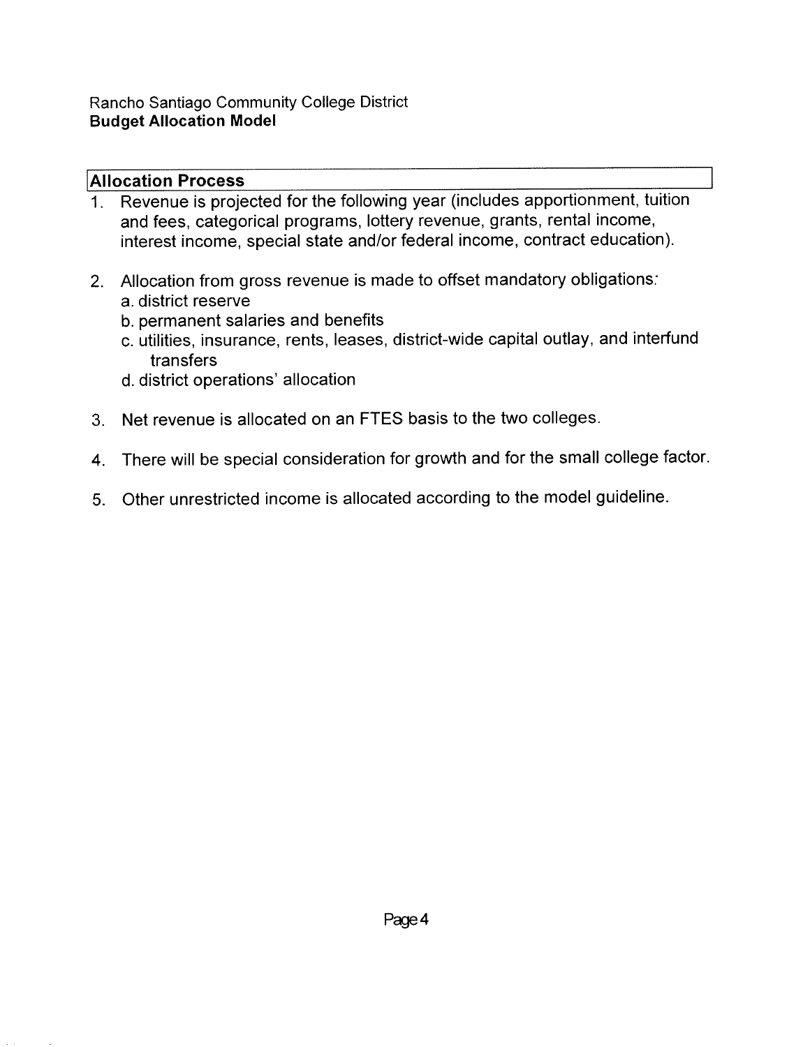Rancho Santiago Community College District

**Budget Allocation Model**

## Allocation Process

1. Revenue is projected for the following year (includes apportionment, tuition and fees, categorical programs, lottery revenue, grants, rental income, interest income, special state and/or federal income, contract education).

2. Allocation from gross revenue is made to offset mandatory obligations:
   a. district reserve
   b. permanent salaries and benefits
   c. utilities, insurance, rents, leases, district-wide capital outlay, and interfund transfers
   d. district operations' allocation

3. Net revenue is allocated on an FTES basis to the two colleges.

4. There will be special consideration for growth and for the small college factor.

5. Other unrestricted income is allocated according to the model guideline.